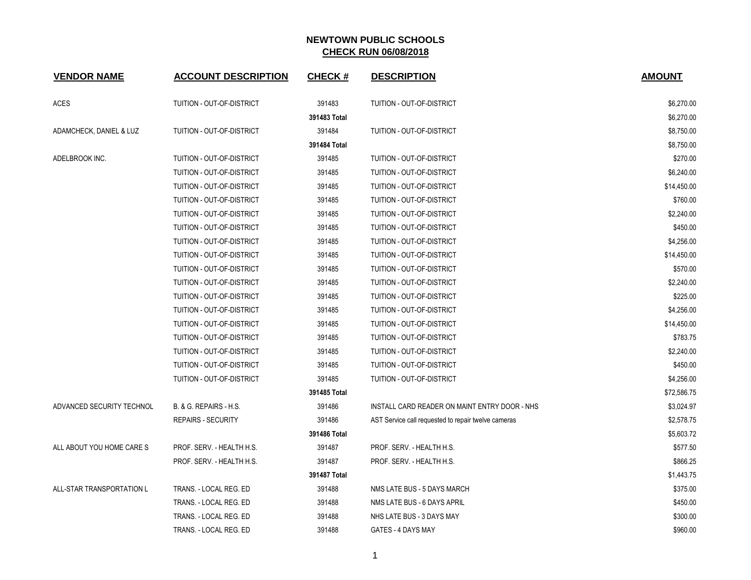# NEWTOWN PUBLIC SCHOOLS

## CHECK RUN 06/08/2018

| VENDOR NAME | ACCOUNT DESCRIPTION | CHECK # | DESCRIPTION | AMOUNT |
|---|---|---|---|---|
| ACES | TUITION - OUT-OF-DISTRICT | 391483 | TUITION - OUT-OF-DISTRICT | $6,270.00 |
| | | **391483 Total** | | $6,270.00 |
| ADAMCHECK, DANIEL & LUZ | TUITION - OUT-OF-DISTRICT | 391484 | TUITION - OUT-OF-DISTRICT | $8,750.00 |
| | | **391484 Total** | | $8,750.00 |
| ADELBROOK INC. | TUITION - OUT-OF-DISTRICT | 391485 | TUITION - OUT-OF-DISTRICT | $270.00 |
| | TUITION - OUT-OF-DISTRICT | 391485 | TUITION - OUT-OF-DISTRICT | $6,240.00 |
| | TUITION - OUT-OF-DISTRICT | 391485 | TUITION - OUT-OF-DISTRICT | $14,450.00 |
| | TUITION - OUT-OF-DISTRICT | 391485 | TUITION - OUT-OF-DISTRICT | $760.00 |
| | TUITION - OUT-OF-DISTRICT | 391485 | TUITION - OUT-OF-DISTRICT | $2,240.00 |
| | TUITION - OUT-OF-DISTRICT | 391485 | TUITION - OUT-OF-DISTRICT | $450.00 |
| | TUITION - OUT-OF-DISTRICT | 391485 | TUITION - OUT-OF-DISTRICT | $4,256.00 |
| | TUITION - OUT-OF-DISTRICT | 391485 | TUITION - OUT-OF-DISTRICT | $14,450.00 |
| | TUITION - OUT-OF-DISTRICT | 391485 | TUITION - OUT-OF-DISTRICT | $570.00 |
| | TUITION - OUT-OF-DISTRICT | 391485 | TUITION - OUT-OF-DISTRICT | $2,240.00 |
| | TUITION - OUT-OF-DISTRICT | 391485 | TUITION - OUT-OF-DISTRICT | $225.00 |
| | TUITION - OUT-OF-DISTRICT | 391485 | TUITION - OUT-OF-DISTRICT | $4,256.00 |
| | TUITION - OUT-OF-DISTRICT | 391485 | TUITION - OUT-OF-DISTRICT | $14,450.00 |
| | TUITION - OUT-OF-DISTRICT | 391485 | TUITION - OUT-OF-DISTRICT | $783.75 |
| | TUITION - OUT-OF-DISTRICT | 391485 | TUITION - OUT-OF-DISTRICT | $2,240.00 |
| | TUITION - OUT-OF-DISTRICT | 391485 | TUITION - OUT-OF-DISTRICT | $450.00 |
| | TUITION - OUT-OF-DISTRICT | 391485 | TUITION - OUT-OF-DISTRICT | $4,256.00 |
| | | **391485 Total** | | $72,586.75 |
| ADVANCED SECURITY TECHNOL | B. & G. REPAIRS - H.S. | 391486 | INSTALL CARD READER ON MAINT ENTRY DOOR - NHS | $3,024.97 |
| | REPAIRS - SECURITY | 391486 | AST Service call requested to repair twelve cameras | $2,578.75 |
| | | **391486 Total** | | $5,603.72 |
| ALL ABOUT YOU HOME CARE S | PROF. SERV. - HEALTH H.S. | 391487 | PROF. SERV. - HEALTH H.S. | $577.50 |
| | PROF. SERV. - HEALTH H.S. | 391487 | PROF. SERV. - HEALTH H.S. | $866.25 |
| | | **391487 Total** | | $1,443.75 |
| ALL-STAR TRANSPORTATION L | TRANS. - LOCAL REG. ED | 391488 | NMS LATE BUS - 5 DAYS MARCH | $375.00 |
| | TRANS. - LOCAL REG. ED | 391488 | NMS LATE BUS - 6 DAYS APRIL | $450.00 |
| | TRANS. - LOCAL REG. ED | 391488 | NHS LATE BUS - 3 DAYS MAY | $300.00 |
| | TRANS. - LOCAL REG. ED | 391488 | GATES - 4 DAYS MAY | $960.00 |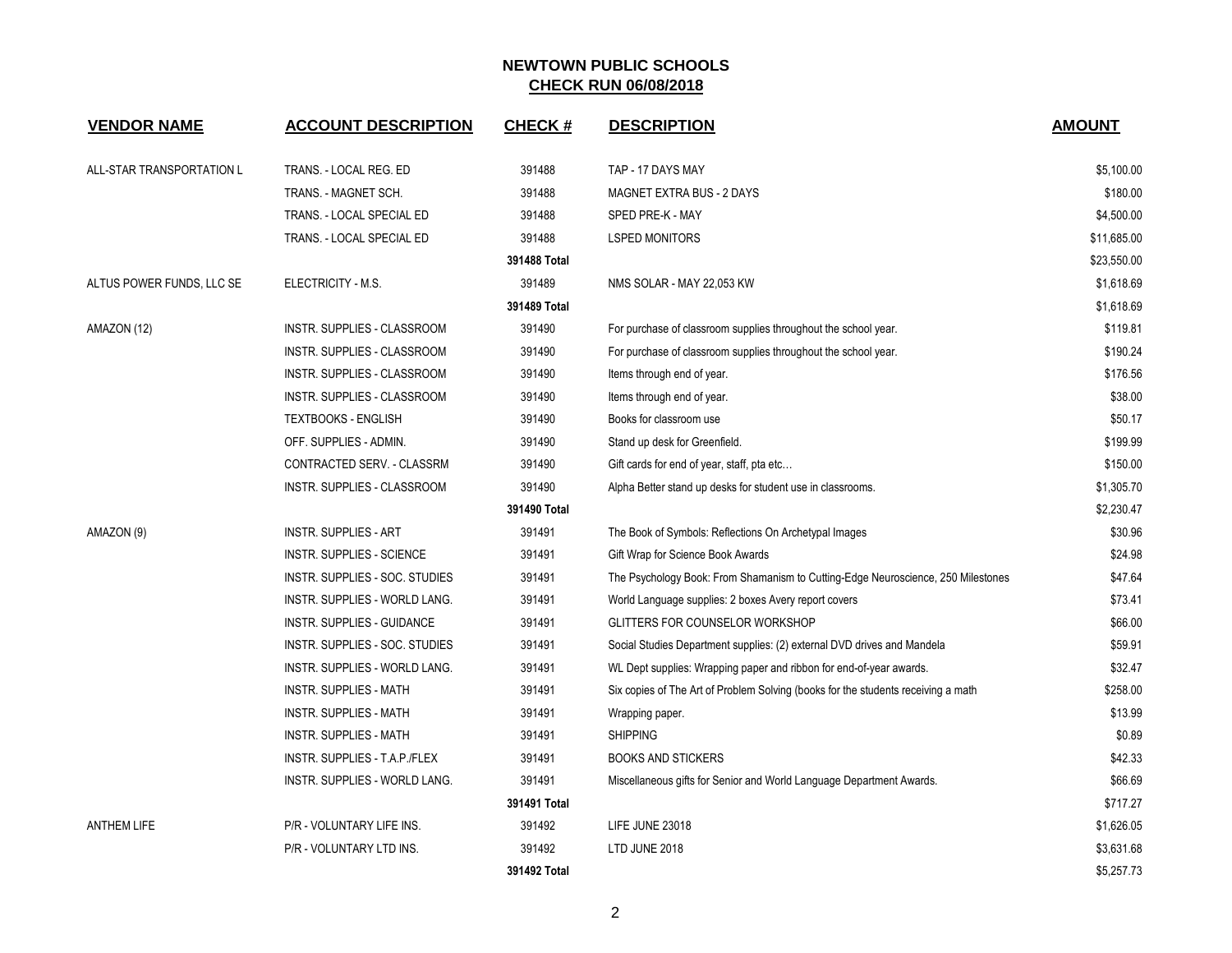# NEWTOWN PUBLIC SCHOOLS
## CHECK RUN 06/08/2018

| VENDOR NAME | ACCOUNT DESCRIPTION | CHECK # | DESCRIPTION | AMOUNT |
|---|---|---|---|---|
| ALL-STAR TRANSPORTATION L | TRANS. - LOCAL REG. ED | 391488 | TAP - 17 DAYS MAY | $5,100.00 |
| | TRANS. - MAGNET SCH. | 391488 | MAGNET EXTRA BUS - 2 DAYS | $180.00 |
| | TRANS. - LOCAL SPECIAL ED | 391488 | SPED PRE-K - MAY | $4,500.00 |
| | TRANS. - LOCAL SPECIAL ED | 391488 | LSPED MONITORS | $11,685.00 |
| | | **391488 Total** | | $23,550.00 |
| ALTUS POWER FUNDS, LLC SE | ELECTRICITY - M.S. | 391489 | NMS SOLAR - MAY 22,053 KW | $1,618.69 |
| | | **391489 Total** | | $1,618.69 |
| AMAZON (12) | INSTR. SUPPLIES - CLASSROOM | 391490 | For purchase of classroom supplies throughout the school year. | $119.81 |
| | INSTR. SUPPLIES - CLASSROOM | 391490 | For purchase of classroom supplies throughout the school year. | $190.24 |
| | INSTR. SUPPLIES - CLASSROOM | 391490 | Items through end of year. | $176.56 |
| | INSTR. SUPPLIES - CLASSROOM | 391490 | Items through end of year. | $38.00 |
| | TEXTBOOKS - ENGLISH | 391490 | Books for classroom use | $50.17 |
| | OFF. SUPPLIES - ADMIN. | 391490 | Stand up desk for Greenfield. | $199.99 |
| | CONTRACTED SERV. - CLASSRM | 391490 | Gift cards for end of year, staff, pta etc… | $150.00 |
| | INSTR. SUPPLIES - CLASSROOM | 391490 | Alpha Better stand up desks for student use in classrooms. | $1,305.70 |
| | | **391490 Total** | | $2,230.47 |
| AMAZON (9) | INSTR. SUPPLIES - ART | 391491 | The Book of Symbols: Reflections On Archetypal Images | $30.96 |
| | INSTR. SUPPLIES - SCIENCE | 391491 | Gift Wrap for Science Book Awards | $24.98 |
| | INSTR. SUPPLIES - SOC. STUDIES | 391491 | The Psychology Book: From Shamanism to Cutting-Edge Neuroscience, 250 Milestones | $47.64 |
| | INSTR. SUPPLIES - WORLD LANG. | 391491 | World Language supplies: 2 boxes Avery report covers | $73.41 |
| | INSTR. SUPPLIES - GUIDANCE | 391491 | GLITTERS FOR COUNSELOR WORKSHOP | $66.00 |
| | INSTR. SUPPLIES - SOC. STUDIES | 391491 | Social Studies Department supplies: (2) external DVD drives and Mandela | $59.91 |
| | INSTR. SUPPLIES - WORLD LANG. | 391491 | WL Dept supplies: Wrapping paper and ribbon for end-of-year awards. | $32.47 |
| | INSTR. SUPPLIES - MATH | 391491 | Six copies of The Art of Problem Solving (books for the students receiving a math | $258.00 |
| | INSTR. SUPPLIES - MATH | 391491 | Wrapping paper. | $13.99 |
| | INSTR. SUPPLIES - MATH | 391491 | SHIPPING | $0.89 |
| | INSTR. SUPPLIES - T.A.P./FLEX | 391491 | BOOKS AND STICKERS | $42.33 |
| | INSTR. SUPPLIES - WORLD LANG. | 391491 | Miscellaneous gifts for Senior and World Language Department Awards. | $66.69 |
| | | **391491 Total** | | $717.27 |
| ANTHEM LIFE | P/R - VOLUNTARY LIFE INS. | 391492 | LIFE JUNE 23018 | $1,626.05 |
| | P/R - VOLUNTARY LTD INS. | 391492 | LTD JUNE 2018 | $3,631.68 |
| | | **391492 Total** | | $5,257.73 |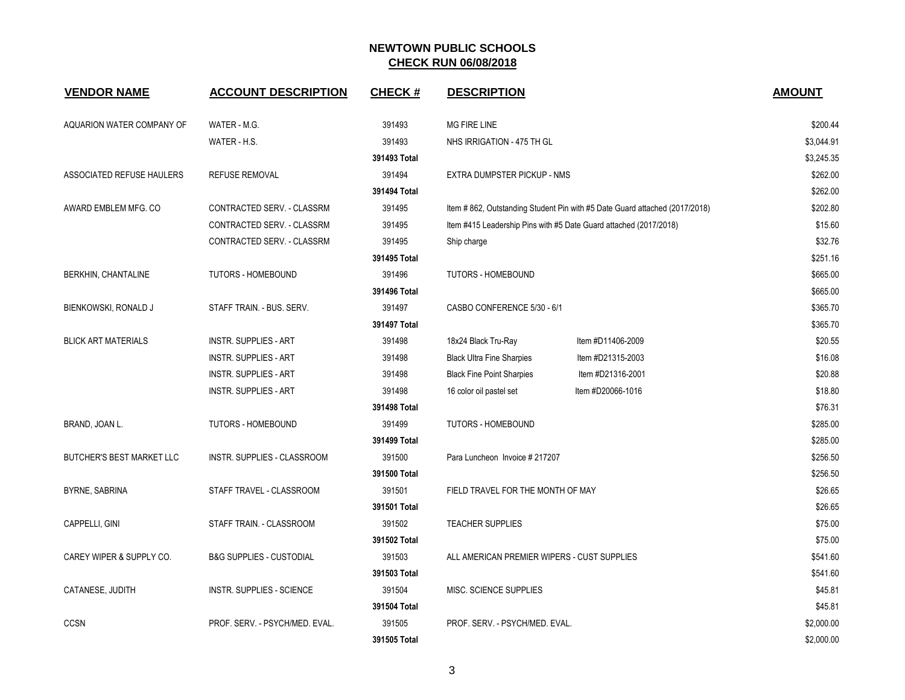# NEWTOWN PUBLIC SCHOOLS

## CHECK RUN 06/08/2018

| VENDOR NAME | ACCOUNT DESCRIPTION | CHECK # | DESCRIPTION | | AMOUNT |
|---|---|---|---|---|---|
| AQUARION WATER COMPANY OF | WATER - M.G. | 391493 | MG FIRE LINE | | $200.44 |
| | WATER - H.S. | 391493 | NHS IRRIGATION - 475 TH GL | | $3,044.91 |
| | | **391493 Total** | | | $3,245.35 |
| ASSOCIATED REFUSE HAULERS | REFUSE REMOVAL | 391494 | EXTRA DUMPSTER PICKUP - NMS | | $262.00 |
| | | **391494 Total** | | | $262.00 |
| AWARD EMBLEM MFG. CO | CONTRACTED SERV. - CLASSRM | 391495 | Item # 862, Outstanding Student Pin with #5 Date Guard attached (2017/2018) | | $202.80 |
| | CONTRACTED SERV. - CLASSRM | 391495 | Item #415 Leadership Pins with #5 Date Guard attached (2017/2018) | | $15.60 |
| | CONTRACTED SERV. - CLASSRM | 391495 | Ship charge | | $32.76 |
| | | **391495 Total** | | | $251.16 |
| BERKHIN, CHANTALINE | TUTORS - HOMEBOUND | 391496 | TUTORS - HOMEBOUND | | $665.00 |
| | | **391496 Total** | | | $665.00 |
| BIENKOWSKI, RONALD J | STAFF TRAIN. - BUS. SERV. | 391497 | CASBO CONFERENCE 5/30 - 6/1 | | $365.70 |
| | | **391497 Total** | | | $365.70 |
| BLICK ART MATERIALS | INSTR. SUPPLIES - ART | 391498 | 18x24 Black Tru-Ray | Item #D11406-2009 | $20.55 |
| | INSTR. SUPPLIES - ART | 391498 | Black Ultra Fine Sharpies | Item #D21315-2003 | $16.08 |
| | INSTR. SUPPLIES - ART | 391498 | Black Fine Point Sharpies | Item #D21316-2001 | $20.88 |
| | INSTR. SUPPLIES - ART | 391498 | 16 color oil pastel set | Item #D20066-1016 | $18.80 |
| | | **391498 Total** | | | $76.31 |
| BRAND, JOAN L. | TUTORS - HOMEBOUND | 391499 | TUTORS - HOMEBOUND | | $285.00 |
| | | **391499 Total** | | | $285.00 |
| BUTCHER'S BEST MARKET LLC | INSTR. SUPPLIES - CLASSROOM | 391500 | Para Luncheon Invoice # 217207 | | $256.50 |
| | | **391500 Total** | | | $256.50 |
| BYRNE, SABRINA | STAFF TRAVEL - CLASSROOM | 391501 | FIELD TRAVEL FOR THE MONTH OF MAY | | $26.65 |
| | | **391501 Total** | | | $26.65 |
| CAPPELLI, GINI | STAFF TRAIN. - CLASSROOM | 391502 | TEACHER SUPPLIES | | $75.00 |
| | | **391502 Total** | | | $75.00 |
| CAREY WIPER & SUPPLY CO. | B&G SUPPLIES - CUSTODIAL | 391503 | ALL AMERICAN PREMIER WIPERS - CUST SUPPLIES | | $541.60 |
| | | **391503 Total** | | | $541.60 |
| CATANESE, JUDITH | INSTR. SUPPLIES - SCIENCE | 391504 | MISC. SCIENCE SUPPLIES | | $45.81 |
| | | **391504 Total** | | | $45.81 |
| CCSN | PROF. SERV. - PSYCH/MED. EVAL. | 391505 | PROF. SERV. - PSYCH/MED. EVAL. | | $2,000.00 |
| | | **391505 Total** | | | $2,000.00 |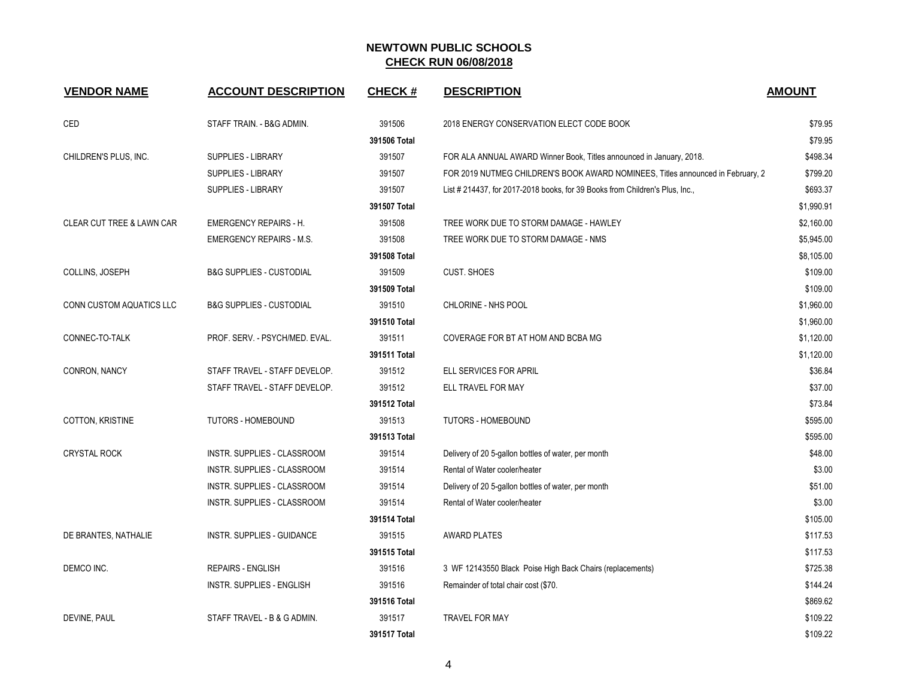# NEWTOWN PUBLIC SCHOOLS

## CHECK RUN 06/08/2018

| VENDOR NAME | ACCOUNT DESCRIPTION | CHECK # | DESCRIPTION | AMOUNT |
|---|---|---|---|---|
| CED | STAFF TRAIN. - B&G ADMIN. | 391506 | 2018 ENERGY CONSERVATION ELECT CODE BOOK | $79.95 |
| | | 391506 Total | | $79.95 |
| CHILDREN'S PLUS, INC. | SUPPLIES - LIBRARY | 391507 | FOR ALA ANNUAL AWARD Winner Book, Titles announced in January, 2018. | $498.34 |
| | SUPPLIES - LIBRARY | 391507 | FOR 2019 NUTMEG CHILDREN'S BOOK AWARD NOMINEES, Titles announced in February, 2 | $799.20 |
| | SUPPLIES - LIBRARY | 391507 | List # 214437, for 2017-2018 books, for 39 Books from Children's Plus, Inc., | $693.37 |
| | | 391507 Total | | $1,990.91 |
| CLEAR CUT TREE & LAWN CAR | EMERGENCY REPAIRS - H. | 391508 | TREE WORK DUE TO STORM DAMAGE - HAWLEY | $2,160.00 |
| | EMERGENCY REPAIRS - M.S. | 391508 | TREE WORK DUE TO STORM DAMAGE - NMS | $5,945.00 |
| | | 391508 Total | | $8,105.00 |
| COLLINS, JOSEPH | B&G SUPPLIES - CUSTODIAL | 391509 | CUST. SHOES | $109.00 |
| | | 391509 Total | | $109.00 |
| CONN CUSTOM AQUATICS LLC | B&G SUPPLIES - CUSTODIAL | 391510 | CHLORINE - NHS POOL | $1,960.00 |
| | | 391510 Total | | $1,960.00 |
| CONNEC-TO-TALK | PROF. SERV. - PSYCH/MED. EVAL. | 391511 | COVERAGE FOR BT AT HOM AND BCBA MG | $1,120.00 |
| | | 391511 Total | | $1,120.00 |
| CONRON, NANCY | STAFF TRAVEL - STAFF DEVELOP. | 391512 | ELL SERVICES FOR APRIL | $36.84 |
| | STAFF TRAVEL - STAFF DEVELOP. | 391512 | ELL TRAVEL FOR MAY | $37.00 |
| | | 391512 Total | | $73.84 |
| COTTON, KRISTINE | TUTORS - HOMEBOUND | 391513 | TUTORS - HOMEBOUND | $595.00 |
| | | 391513 Total | | $595.00 |
| CRYSTAL ROCK | INSTR. SUPPLIES - CLASSROOM | 391514 | Delivery of 20 5-gallon bottles of water, per month | $48.00 |
| | INSTR. SUPPLIES - CLASSROOM | 391514 | Rental of Water cooler/heater | $3.00 |
| | INSTR. SUPPLIES - CLASSROOM | 391514 | Delivery of 20 5-gallon bottles of water, per month | $51.00 |
| | INSTR. SUPPLIES - CLASSROOM | 391514 | Rental of Water cooler/heater | $3.00 |
| | | 391514 Total | | $105.00 |
| DE BRANTES, NATHALIE | INSTR. SUPPLIES - GUIDANCE | 391515 | AWARD PLATES | $117.53 |
| | | 391515 Total | | $117.53 |
| DEMCO INC. | REPAIRS - ENGLISH | 391516 | 3 WF 12143550 Black Poise High Back Chairs (replacements) | $725.38 |
| | INSTR. SUPPLIES - ENGLISH | 391516 | Remainder of total chair cost ($70. | $144.24 |
| | | 391516 Total | | $869.62 |
| DEVINE, PAUL | STAFF TRAVEL - B & G ADMIN. | 391517 | TRAVEL FOR MAY | $109.22 |
| | | 391517 Total | | $109.22 |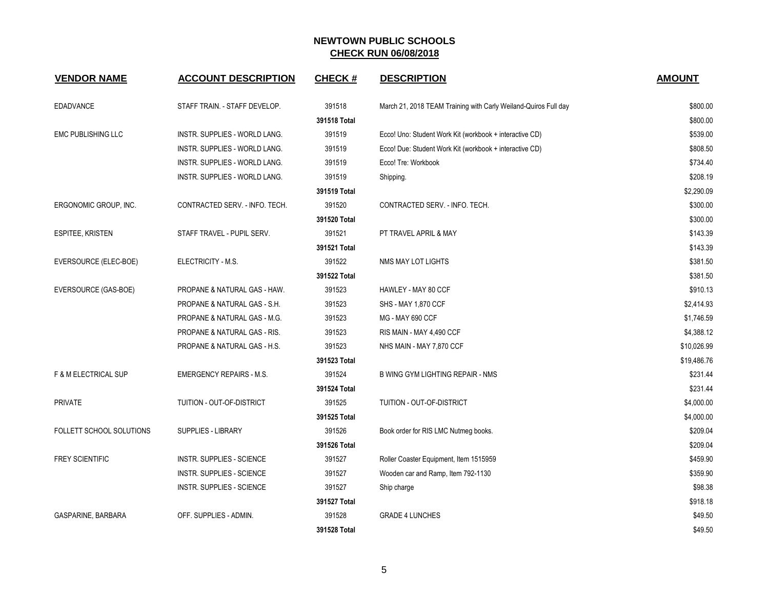## NEWTOWN PUBLIC SCHOOLS
## CHECK RUN 06/08/2018

| VENDOR NAME | ACCOUNT DESCRIPTION | CHECK # | DESCRIPTION | AMOUNT |
|---|---|---|---|---|
| EDADVANCE | STAFF TRAIN. - STAFF DEVELOP. | 391518 | March 21, 2018 TEAM Training with Carly Weiland-Quiros Full day | $800.00 |
| | | **391518 Total** | | $800.00 |
| EMC PUBLISHING LLC | INSTR. SUPPLIES - WORLD LANG. | 391519 | Ecco! Uno: Student Work Kit (workbook + interactive CD) | $539.00 |
| | INSTR. SUPPLIES - WORLD LANG. | 391519 | Ecco! Due: Student Work Kit (workbook + interactive CD) | $808.50 |
| | INSTR. SUPPLIES - WORLD LANG. | 391519 | Ecco! Tre: Workbook | $734.40 |
| | INSTR. SUPPLIES - WORLD LANG. | 391519 | Shipping. | $208.19 |
| | | **391519 Total** | | $2,290.09 |
| ERGONOMIC GROUP, INC. | CONTRACTED SERV. - INFO. TECH. | 391520 | CONTRACTED SERV. - INFO. TECH. | $300.00 |
| | | **391520 Total** | | $300.00 |
| ESPITEE, KRISTEN | STAFF TRAVEL - PUPIL SERV. | 391521 | PT TRAVEL APRIL & MAY | $143.39 |
| | | **391521 Total** | | $143.39 |
| EVERSOURCE (ELEC-BOE) | ELECTRICITY - M.S. | 391522 | NMS MAY LOT LIGHTS | $381.50 |
| | | **391522 Total** | | $381.50 |
| EVERSOURCE (GAS-BOE) | PROPANE & NATURAL GAS - HAW. | 391523 | HAWLEY - MAY 80 CCF | $910.13 |
| | PROPANE & NATURAL GAS - S.H. | 391523 | SHS - MAY 1,870 CCF | $2,414.93 |
| | PROPANE & NATURAL GAS - M.G. | 391523 | MG - MAY 690 CCF | $1,746.59 |
| | PROPANE & NATURAL GAS - RIS. | 391523 | RIS MAIN - MAY 4,490 CCF | $4,388.12 |
| | PROPANE & NATURAL GAS - H.S. | 391523 | NHS MAIN - MAY 7,870 CCF | $10,026.99 |
| | | **391523 Total** | | $19,486.76 |
| F & M ELECTRICAL SUP | EMERGENCY REPAIRS - M.S. | 391524 | B WING GYM LIGHTING REPAIR - NMS | $231.44 |
| | | **391524 Total** | | $231.44 |
| PRIVATE | TUITION - OUT-OF-DISTRICT | 391525 | TUITION - OUT-OF-DISTRICT | $4,000.00 |
| | | **391525 Total** | | $4,000.00 |
| FOLLETT SCHOOL SOLUTIONS | SUPPLIES - LIBRARY | 391526 | Book order for RIS LMC Nutmeg books. | $209.04 |
| | | **391526 Total** | | $209.04 |
| FREY SCIENTIFIC | INSTR. SUPPLIES - SCIENCE | 391527 | Roller Coaster Equipment, Item 1515959 | $459.90 |
| | INSTR. SUPPLIES - SCIENCE | 391527 | Wooden car and Ramp, Item 792-1130 | $359.90 |
| | INSTR. SUPPLIES - SCIENCE | 391527 | Ship charge | $98.38 |
| | | **391527 Total** | | $918.18 |
| GASPARINE, BARBARA | OFF. SUPPLIES - ADMIN. | 391528 | GRADE 4 LUNCHES | $49.50 |
| | | **391528 Total** | | $49.50 |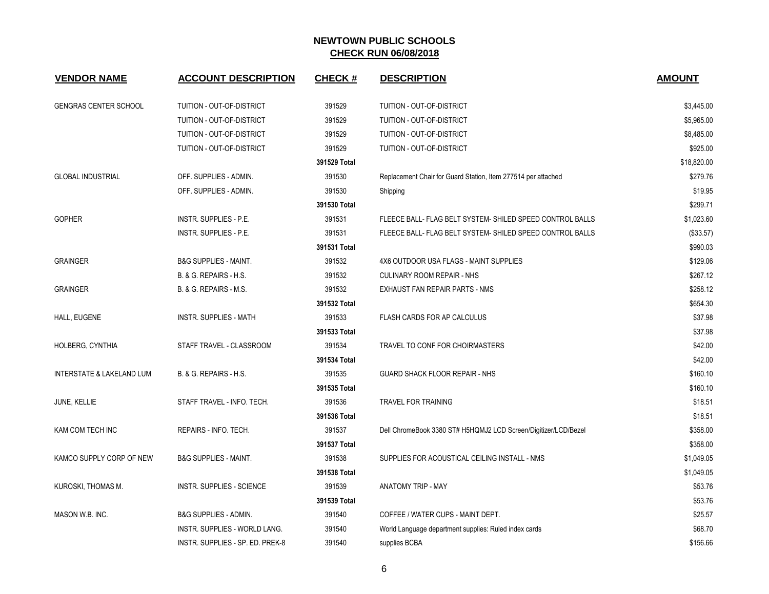# NEWTOWN PUBLIC SCHOOLS

## CHECK RUN 06/08/2018

| VENDOR NAME | ACCOUNT DESCRIPTION | CHECK # | DESCRIPTION | AMOUNT |
|---|---|---|---|---|
| GENGRAS CENTER SCHOOL | TUITION - OUT-OF-DISTRICT | 391529 | TUITION - OUT-OF-DISTRICT | $3,445.00 |
| | TUITION - OUT-OF-DISTRICT | 391529 | TUITION - OUT-OF-DISTRICT | $5,965.00 |
| | TUITION - OUT-OF-DISTRICT | 391529 | TUITION - OUT-OF-DISTRICT | $8,485.00 |
| | TUITION - OUT-OF-DISTRICT | 391529 | TUITION - OUT-OF-DISTRICT | $925.00 |
| | | **391529 Total** | | $18,820.00 |
| GLOBAL INDUSTRIAL | OFF. SUPPLIES - ADMIN. | 391530 | Replacement Chair for Guard Station, Item 277514 per attached | $279.76 |
| | OFF. SUPPLIES - ADMIN. | 391530 | Shipping | $19.95 |
| | | **391530 Total** | | $299.71 |
| GOPHER | INSTR. SUPPLIES - P.E. | 391531 | FLEECE BALL- FLAG BELT SYSTEM- SHILED SPEED CONTROL BALLS | $1,023.60 |
| | INSTR. SUPPLIES - P.E. | 391531 | FLEECE BALL- FLAG BELT SYSTEM- SHILED SPEED CONTROL BALLS | ($33.57) |
| | | **391531 Total** | | $990.03 |
| GRAINGER | B&G SUPPLIES - MAINT. | 391532 | 4X6 OUTDOOR USA FLAGS - MAINT SUPPLIES | $129.06 |
| | B. & G. REPAIRS - H.S. | 391532 | CULINARY ROOM REPAIR - NHS | $267.12 |
| GRAINGER | B. & G. REPAIRS - M.S. | 391532 | EXHAUST FAN REPAIR PARTS - NMS | $258.12 |
| | | **391532 Total** | | $654.30 |
| HALL, EUGENE | INSTR. SUPPLIES - MATH | 391533 | FLASH CARDS FOR AP CALCULUS | $37.98 |
| | | **391533 Total** | | $37.98 |
| HOLBERG, CYNTHIA | STAFF TRAVEL - CLASSROOM | 391534 | TRAVEL TO CONF FOR CHOIRMASTERS | $42.00 |
| | | **391534 Total** | | $42.00 |
| INTERSTATE & LAKELAND LUM | B. & G. REPAIRS - H.S. | 391535 | GUARD SHACK FLOOR REPAIR - NHS | $160.10 |
| | | **391535 Total** | | $160.10 |
| JUNE, KELLIE | STAFF TRAVEL - INFO. TECH. | 391536 | TRAVEL FOR TRAINING | $18.51 |
| | | **391536 Total** | | $18.51 |
| KAM COM TECH INC | REPAIRS - INFO. TECH. | 391537 | Dell ChromeBook 3380 ST# H5HQMJ2 LCD Screen/Digitizer/LCD/Bezel | $358.00 |
| | | **391537 Total** | | $358.00 |
| KAMCO SUPPLY CORP OF NEW | B&G SUPPLIES - MAINT. | 391538 | SUPPLIES FOR ACOUSTICAL CEILING INSTALL - NMS | $1,049.05 |
| | | **391538 Total** | | $1,049.05 |
| KUROSKI, THOMAS M. | INSTR. SUPPLIES - SCIENCE | 391539 | ANATOMY TRIP - MAY | $53.76 |
| | | **391539 Total** | | $53.76 |
| MASON W.B. INC. | B&G SUPPLIES - ADMIN. | 391540 | COFFEE / WATER CUPS - MAINT DEPT. | $25.57 |
| | INSTR. SUPPLIES - WORLD LANG. | 391540 | World Language department supplies: Ruled index cards | $68.70 |
| | INSTR. SUPPLIES - SP. ED. PREK-8 | 391540 | supplies BCBA | $156.66 |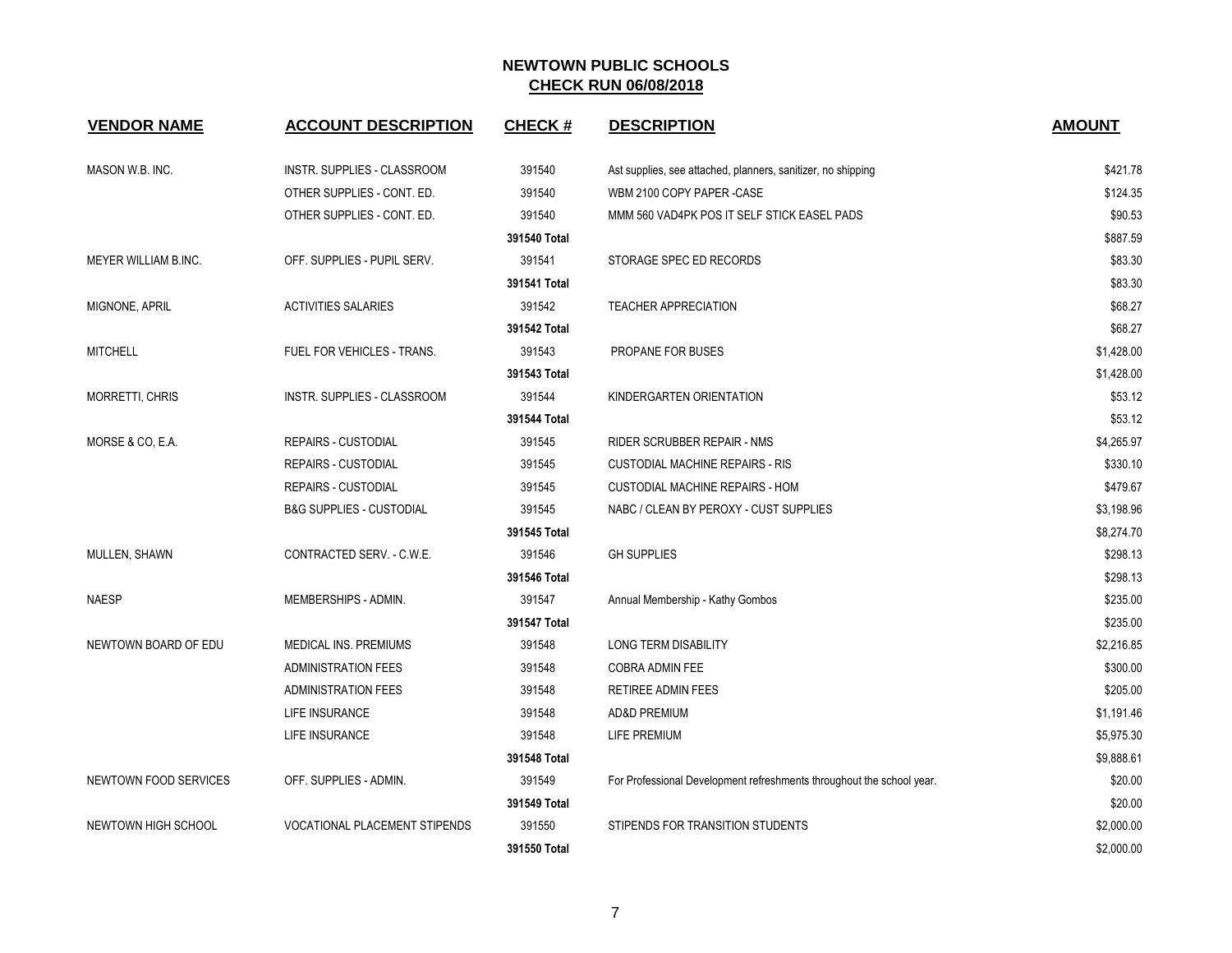# NEWTOWN PUBLIC SCHOOLS

## CHECK RUN 06/08/2018

| VENDOR NAME | ACCOUNT DESCRIPTION | CHECK # | DESCRIPTION | AMOUNT |
|---|---|---|---|---|
| MASON W.B. INC. | INSTR. SUPPLIES - CLASSROOM | 391540 | Ast supplies, see attached, planners, sanitizer, no shipping | $421.78 |
| | OTHER SUPPLIES - CONT. ED. | 391540 | WBM 2100 COPY PAPER -CASE | $124.35 |
| | OTHER SUPPLIES - CONT. ED. | 391540 | MMM 560 VAD4PK POS IT SELF STICK EASEL PADS | $90.53 |
| | | **391540 Total** | | $887.59 |
| MEYER WILLIAM B.INC. | OFF. SUPPLIES - PUPIL SERV. | 391541 | STORAGE SPEC ED RECORDS | $83.30 |
| | | **391541 Total** | | $83.30 |
| MIGNONE, APRIL | ACTIVITIES SALARIES | 391542 | TEACHER APPRECIATION | $68.27 |
| | | **391542 Total** | | $68.27 |
| MITCHELL | FUEL FOR VEHICLES - TRANS. | 391543 | PROPANE FOR BUSES | $1,428.00 |
| | | **391543 Total** | | $1,428.00 |
| MORRETTI, CHRIS | INSTR. SUPPLIES - CLASSROOM | 391544 | KINDERGARTEN ORIENTATION | $53.12 |
| | | **391544 Total** | | $53.12 |
| MORSE & CO, E.A. | REPAIRS - CUSTODIAL | 391545 | RIDER SCRUBBER REPAIR - NMS | $4,265.97 |
| | REPAIRS - CUSTODIAL | 391545 | CUSTODIAL MACHINE REPAIRS - RIS | $330.10 |
| | REPAIRS - CUSTODIAL | 391545 | CUSTODIAL MACHINE REPAIRS - HOM | $479.67 |
| | B&G SUPPLIES - CUSTODIAL | 391545 | NABC / CLEAN BY PEROXY - CUST SUPPLIES | $3,198.96 |
| | | **391545 Total** | | $8,274.70 |
| MULLEN, SHAWN | CONTRACTED SERV. - C.W.E. | 391546 | GH SUPPLIES | $298.13 |
| | | **391546 Total** | | $298.13 |
| NAESP | MEMBERSHIPS - ADMIN. | 391547 | Annual Membership - Kathy Gombos | $235.00 |
| | | **391547 Total** | | $235.00 |
| NEWTOWN BOARD OF EDU | MEDICAL INS. PREMIUMS | 391548 | LONG TERM DISABILITY | $2,216.85 |
| | ADMINISTRATION FEES | 391548 | COBRA ADMIN FEE | $300.00 |
| | ADMINISTRATION FEES | 391548 | RETIREE ADMIN FEES | $205.00 |
| | LIFE INSURANCE | 391548 | AD&D PREMIUM | $1,191.46 |
| | LIFE INSURANCE | 391548 | LIFE PREMIUM | $5,975.30 |
| | | **391548 Total** | | $9,888.61 |
| NEWTOWN FOOD SERVICES | OFF. SUPPLIES - ADMIN. | 391549 | For Professional Development refreshments throughout the school year. | $20.00 |
| | | **391549 Total** | | $20.00 |
| NEWTOWN HIGH SCHOOL | VOCATIONAL PLACEMENT STIPENDS | 391550 | STIPENDS FOR TRANSITION STUDENTS | $2,000.00 |
| | | **391550 Total** | | $2,000.00 |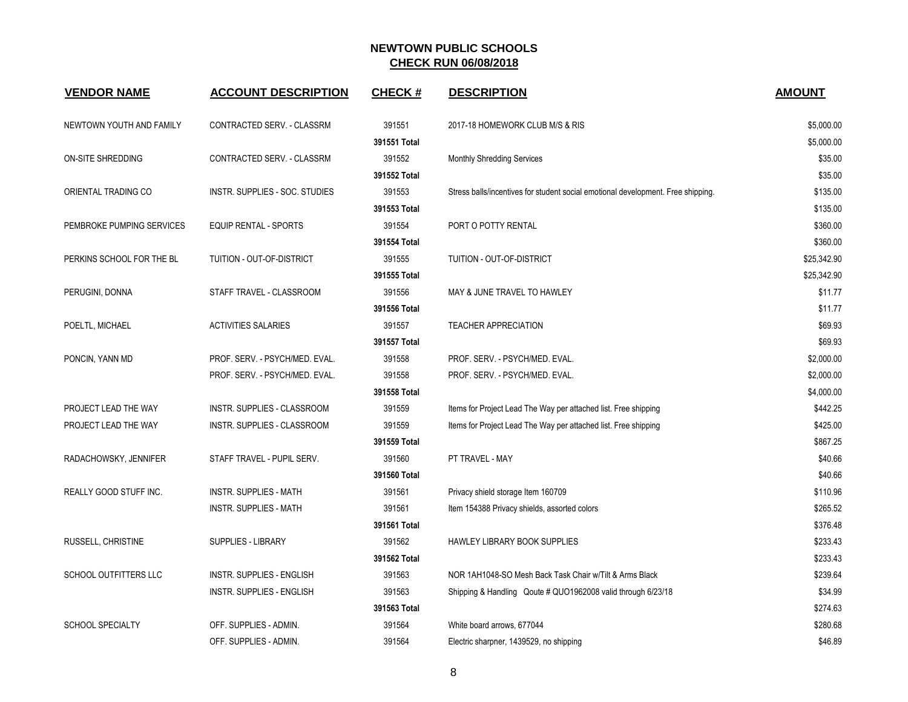# NEWTOWN PUBLIC SCHOOLS

## CHECK RUN 06/08/2018

| VENDOR NAME | ACCOUNT DESCRIPTION | CHECK # | DESCRIPTION | AMOUNT |
|---|---|---|---|---|
| NEWTOWN YOUTH AND FAMILY | CONTRACTED SERV. - CLASSRM | 391551 | 2017-18 HOMEWORK CLUB M/S & RIS | $5,000.00 |
| | | 391551 Total | | $5,000.00 |
| ON-SITE SHREDDING | CONTRACTED SERV. - CLASSRM | 391552 | Monthly Shredding Services | $35.00 |
| | | 391552 Total | | $35.00 |
| ORIENTAL TRADING CO | INSTR. SUPPLIES - SOC. STUDIES | 391553 | Stress balls/incentives for student social emotional development. Free shipping. | $135.00 |
| | | 391553 Total | | $135.00 |
| PEMBROKE PUMPING SERVICES | EQUIP RENTAL - SPORTS | 391554 | PORT O POTTY RENTAL | $360.00 |
| | | 391554 Total | | $360.00 |
| PERKINS SCHOOL FOR THE BL | TUITION - OUT-OF-DISTRICT | 391555 | TUITION - OUT-OF-DISTRICT | $25,342.90 |
| | | 391555 Total | | $25,342.90 |
| PERUGINI, DONNA | STAFF TRAVEL - CLASSROOM | 391556 | MAY & JUNE TRAVEL TO HAWLEY | $11.77 |
| | | 391556 Total | | $11.77 |
| POELTL, MICHAEL | ACTIVITIES SALARIES | 391557 | TEACHER APPRECIATION | $69.93 |
| | | 391557 Total | | $69.93 |
| PONCIN, YANN MD | PROF. SERV. - PSYCH/MED. EVAL. | 391558 | PROF. SERV. - PSYCH/MED. EVAL. | $2,000.00 |
| | PROF. SERV. - PSYCH/MED. EVAL. | 391558 | PROF. SERV. - PSYCH/MED. EVAL. | $2,000.00 |
| | | 391558 Total | | $4,000.00 |
| PROJECT LEAD THE WAY | INSTR. SUPPLIES - CLASSROOM | 391559 | Items for Project Lead The Way per attached list. Free shipping | $442.25 |
| PROJECT LEAD THE WAY | INSTR. SUPPLIES - CLASSROOM | 391559 | Items for Project Lead The Way per attached list. Free shipping | $425.00 |
| | | 391559 Total | | $867.25 |
| RADACHOWSKY, JENNIFER | STAFF TRAVEL - PUPIL SERV. | 391560 | PT TRAVEL - MAY | $40.66 |
| | | 391560 Total | | $40.66 |
| REALLY GOOD STUFF INC. | INSTR. SUPPLIES - MATH | 391561 | Privacy shield storage Item 160709 | $110.96 |
| | INSTR. SUPPLIES - MATH | 391561 | Item 154388 Privacy shields, assorted colors | $265.52 |
| | | 391561 Total | | $376.48 |
| RUSSELL, CHRISTINE | SUPPLIES - LIBRARY | 391562 | HAWLEY LIBRARY BOOK SUPPLIES | $233.43 |
| | | 391562 Total | | $233.43 |
| SCHOOL OUTFITTERS LLC | INSTR. SUPPLIES - ENGLISH | 391563 | NOR 1AH1048-SO Mesh Back Task Chair w/Tilt & Arms Black | $239.64 |
| | INSTR. SUPPLIES - ENGLISH | 391563 | Shipping & Handling Qoute # QUO1962008 valid through 6/23/18 | $34.99 |
| | | 391563 Total | | $274.63 |
| SCHOOL SPECIALTY | OFF. SUPPLIES - ADMIN. | 391564 | White board arrows, 677044 | $280.68 |
| | OFF. SUPPLIES - ADMIN. | 391564 | Electric sharpner, 1439529, no shipping | $46.89 |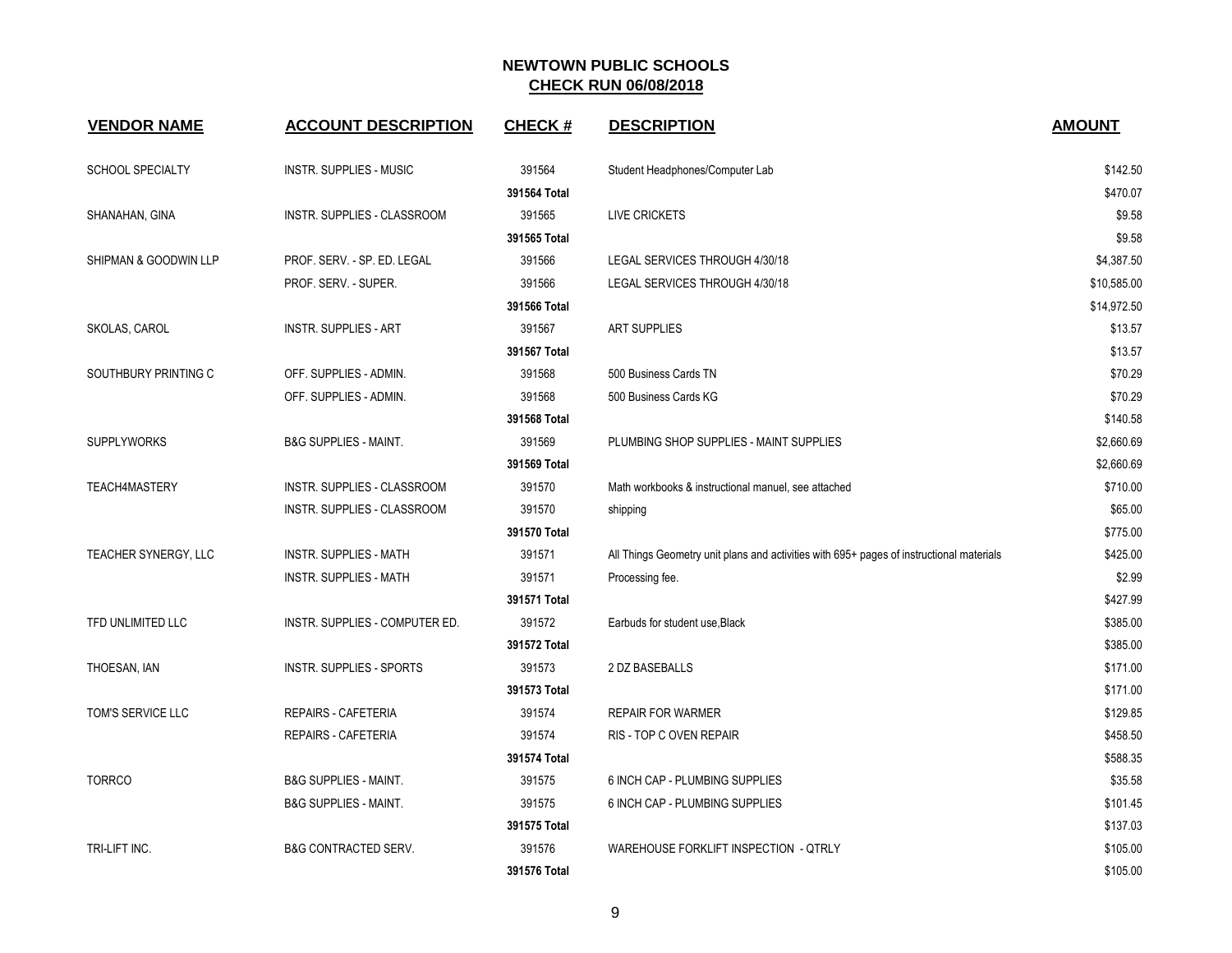# NEWTOWN PUBLIC SCHOOLS

## CHECK RUN 06/08/2018

| VENDOR NAME | ACCOUNT DESCRIPTION | CHECK # | DESCRIPTION | AMOUNT |
|---|---|---|---|---|
| SCHOOL SPECIALTY | INSTR. SUPPLIES - MUSIC | 391564 | Student Headphones/Computer Lab | $142.50 |
| | | **391564 Total** | | $470.07 |
| SHANAHAN, GINA | INSTR. SUPPLIES - CLASSROOM | 391565 | LIVE CRICKETS | $9.58 |
| | | **391565 Total** | | $9.58 |
| SHIPMAN & GOODWIN LLP | PROF. SERV. - SP. ED. LEGAL | 391566 | LEGAL SERVICES THROUGH 4/30/18 | $4,387.50 |
| | PROF. SERV. - SUPER. | 391566 | LEGAL SERVICES THROUGH 4/30/18 | $10,585.00 |
| | | **391566 Total** | | $14,972.50 |
| SKOLAS, CAROL | INSTR. SUPPLIES - ART | 391567 | ART SUPPLIES | $13.57 |
| | | **391567 Total** | | $13.57 |
| SOUTHBURY PRINTING C | OFF. SUPPLIES - ADMIN. | 391568 | 500 Business Cards TN | $70.29 |
| | OFF. SUPPLIES - ADMIN. | 391568 | 500 Business Cards KG | $70.29 |
| | | **391568 Total** | | $140.58 |
| SUPPLYWORKS | B&G SUPPLIES - MAINT. | 391569 | PLUMBING SHOP SUPPLIES - MAINT SUPPLIES | $2,660.69 |
| | | **391569 Total** | | $2,660.69 |
| TEACH4MASTERY | INSTR. SUPPLIES - CLASSROOM | 391570 | Math workbooks & instructional manuel, see attached | $710.00 |
| | INSTR. SUPPLIES - CLASSROOM | 391570 | shipping | $65.00 |
| | | **391570 Total** | | $775.00 |
| TEACHER SYNERGY, LLC | INSTR. SUPPLIES - MATH | 391571 | All Things Geometry unit plans and activities with 695+ pages of instructional materials | $425.00 |
| | INSTR. SUPPLIES - MATH | 391571 | Processing fee. | $2.99 |
| | | **391571 Total** | | $427.99 |
| TFD UNLIMITED LLC | INSTR. SUPPLIES - COMPUTER ED. | 391572 | Earbuds for student use,Black | $385.00 |
| | | **391572 Total** | | $385.00 |
| THOESAN, IAN | INSTR. SUPPLIES - SPORTS | 391573 | 2 DZ BASEBALLS | $171.00 |
| | | **391573 Total** | | $171.00 |
| TOM'S SERVICE LLC | REPAIRS - CAFETERIA | 391574 | REPAIR FOR WARMER | $129.85 |
| | REPAIRS - CAFETERIA | 391574 | RIS - TOP C OVEN REPAIR | $458.50 |
| | | **391574 Total** | | $588.35 |
| TORRCO | B&G SUPPLIES - MAINT. | 391575 | 6 INCH CAP - PLUMBING SUPPLIES | $35.58 |
| | B&G SUPPLIES - MAINT. | 391575 | 6 INCH CAP - PLUMBING SUPPLIES | $101.45 |
| | | **391575 Total** | | $137.03 |
| TRI-LIFT INC. | B&G CONTRACTED SERV. | 391576 | WAREHOUSE FORKLIFT INSPECTION - QTRLY | $105.00 |
| | | **391576 Total** | | $105.00 |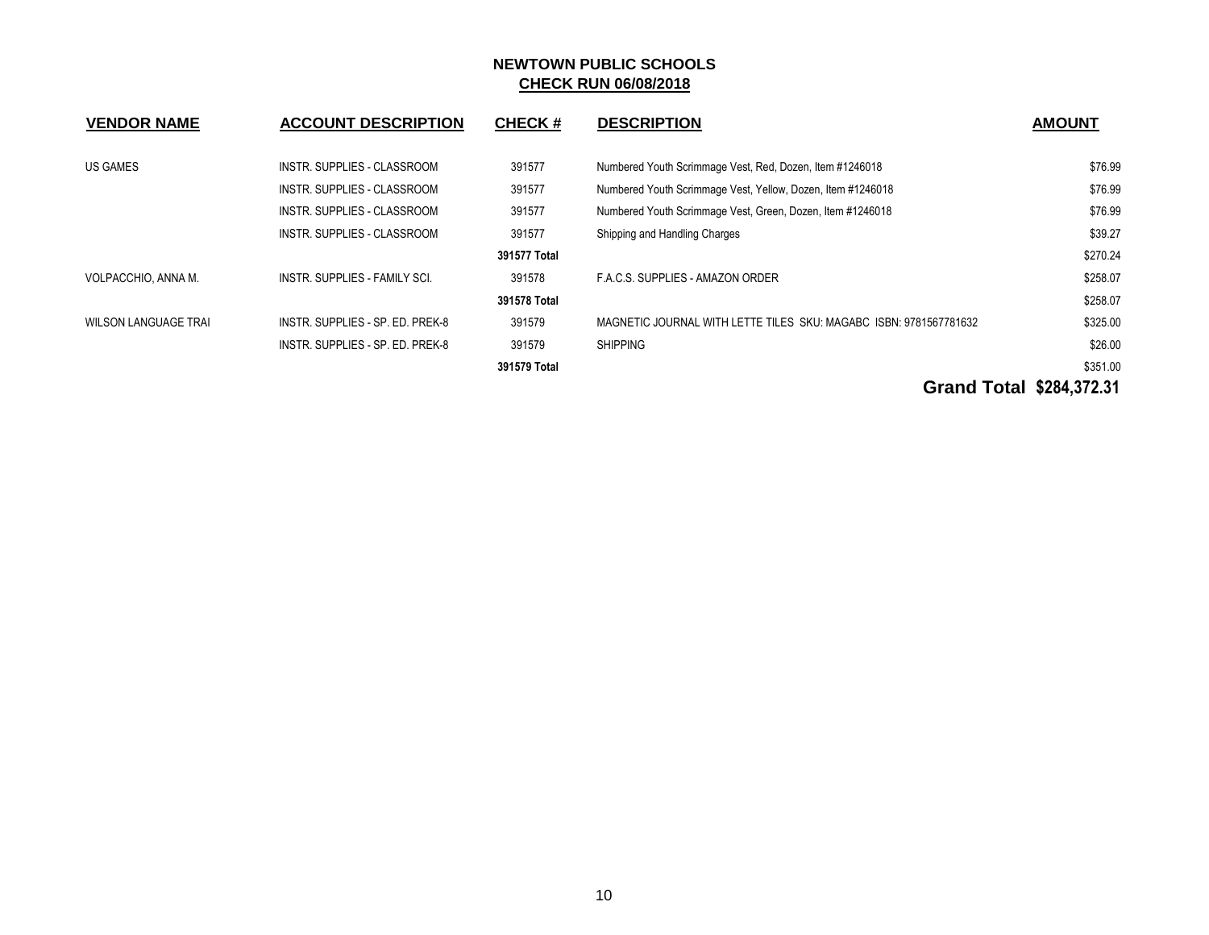**NEWTOWN PUBLIC SCHOOLS**
**CHECK RUN 06/08/2018**

| VENDOR NAME | ACCOUNT DESCRIPTION | CHECK # | DESCRIPTION | AMOUNT |
|---|---|---|---|---|
| US GAMES | INSTR. SUPPLIES - CLASSROOM | 391577 | Numbered Youth Scrimmage Vest, Red, Dozen, Item #1246018 | $76.99 |
| | INSTR. SUPPLIES - CLASSROOM | 391577 | Numbered Youth Scrimmage Vest, Yellow, Dozen, Item #1246018 | $76.99 |
| | INSTR. SUPPLIES - CLASSROOM | 391577 | Numbered Youth Scrimmage Vest, Green, Dozen, Item #1246018 | $76.99 |
| | INSTR. SUPPLIES - CLASSROOM | 391577 | Shipping and Handling Charges | $39.27 |
| | | **391577 Total** | | $270.24 |
| VOLPACCHIO, ANNA M. | INSTR. SUPPLIES - FAMILY SCI. | 391578 | F.A.C.S. SUPPLIES - AMAZON ORDER | $258.07 |
| | | **391578 Total** | | $258.07 |
| WILSON LANGUAGE TRAI | INSTR. SUPPLIES - SP. ED. PREK-8 | 391579 | MAGNETIC JOURNAL WITH LETTE TILES SKU: MAGABC ISBN: 9781567781632 | $325.00 |
| | INSTR. SUPPLIES - SP. ED. PREK-8 | 391579 | SHIPPING | $26.00 |
| | | **391579 Total** | | $351.00 |
| | | | **Grand Total** | **$284,372.31** |